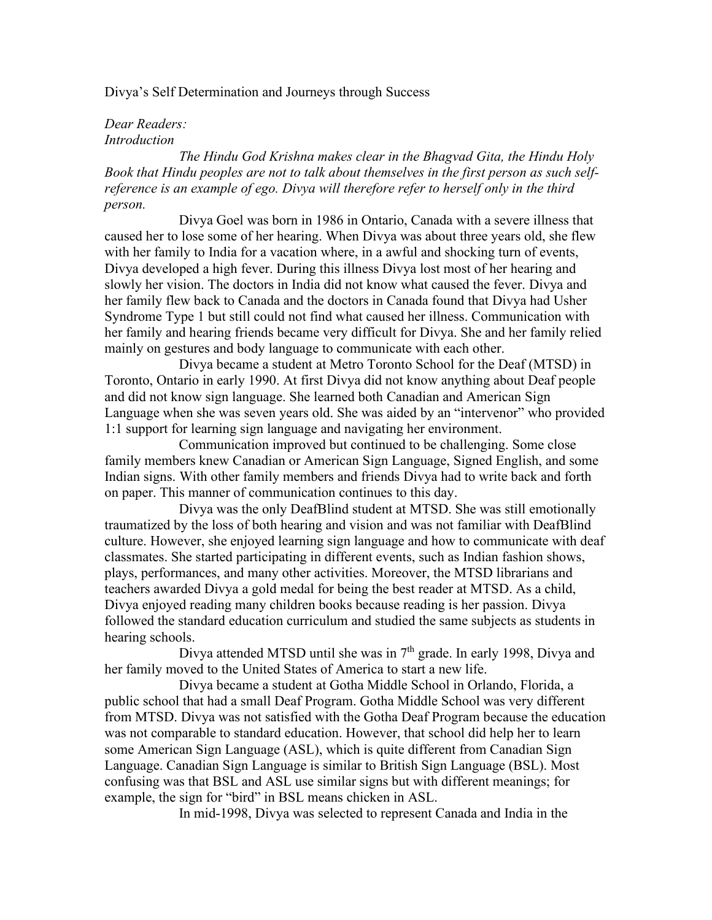Divya's Self Determination and Journeys through Success

*Dear Readers:*

*Introduction*

*The Hindu God Krishna makes clear in the Bhagvad Gita, the Hindu Holy Book that Hindu peoples are not to talk about themselves in the first person as such self-reference is an example of ego. Divya will therefore refer to herself only in the third person.*

Divya Goel was born in 1986 in Ontario, Canada with a severe illness that caused her to lose some of her hearing. When Divya was about three years old, she flew with her family to India for a vacation where, in a awful and shocking turn of events, Divya developed a high fever. During this illness Divya lost most of her hearing and slowly her vision. The doctors in India did not know what caused the fever. Divya and her family flew back to Canada and the doctors in Canada found that Divya had Usher Syndrome Type 1 but still could not find what caused her illness. Communication with her family and hearing friends became very difficult for Divya. She and her family relied mainly on gestures and body language to communicate with each other.

Divya became a student at Metro Toronto School for the Deaf (MTSD) in Toronto, Ontario in early 1990. At first Divya did not know anything about Deaf people and did not know sign language. She learned both Canadian and American Sign Language when she was seven years old. She was aided by an "intervenor" who provided 1:1 support for learning sign language and navigating her environment.

Communication improved but continued to be challenging. Some close family members knew Canadian or American Sign Language, Signed English, and some Indian signs. With other family members and friends Divya had to write back and forth on paper. This manner of communication continues to this day.

Divya was the only DeafBlind student at MTSD. She was still emotionally traumatized by the loss of both hearing and vision and was not familiar with DeafBlind culture. However, she enjoyed learning sign language and how to communicate with deaf classmates. She started participating in different events, such as Indian fashion shows, plays, performances, and many other activities. Moreover, the MTSD librarians and teachers awarded Divya a gold medal for being the best reader at MTSD. As a child, Divya enjoyed reading many children books because reading is her passion. Divya followed the standard education curriculum and studied the same subjects as students in hearing schools.

Divya attended MTSD until she was in 7th grade. In early 1998, Divya and her family moved to the United States of America to start a new life.

Divya became a student at Gotha Middle School in Orlando, Florida, a public school that had a small Deaf Program. Gotha Middle School was very different from MTSD. Divya was not satisfied with the Gotha Deaf Program because the education was not comparable to standard education. However, that school did help her to learn some American Sign Language (ASL), which is quite different from Canadian Sign Language. Canadian Sign Language is similar to British Sign Language (BSL). Most confusing was that BSL and ASL use similar signs but with different meanings; for example, the sign for "bird" in BSL means chicken in ASL.

In mid-1998, Divya was selected to represent Canada and India in the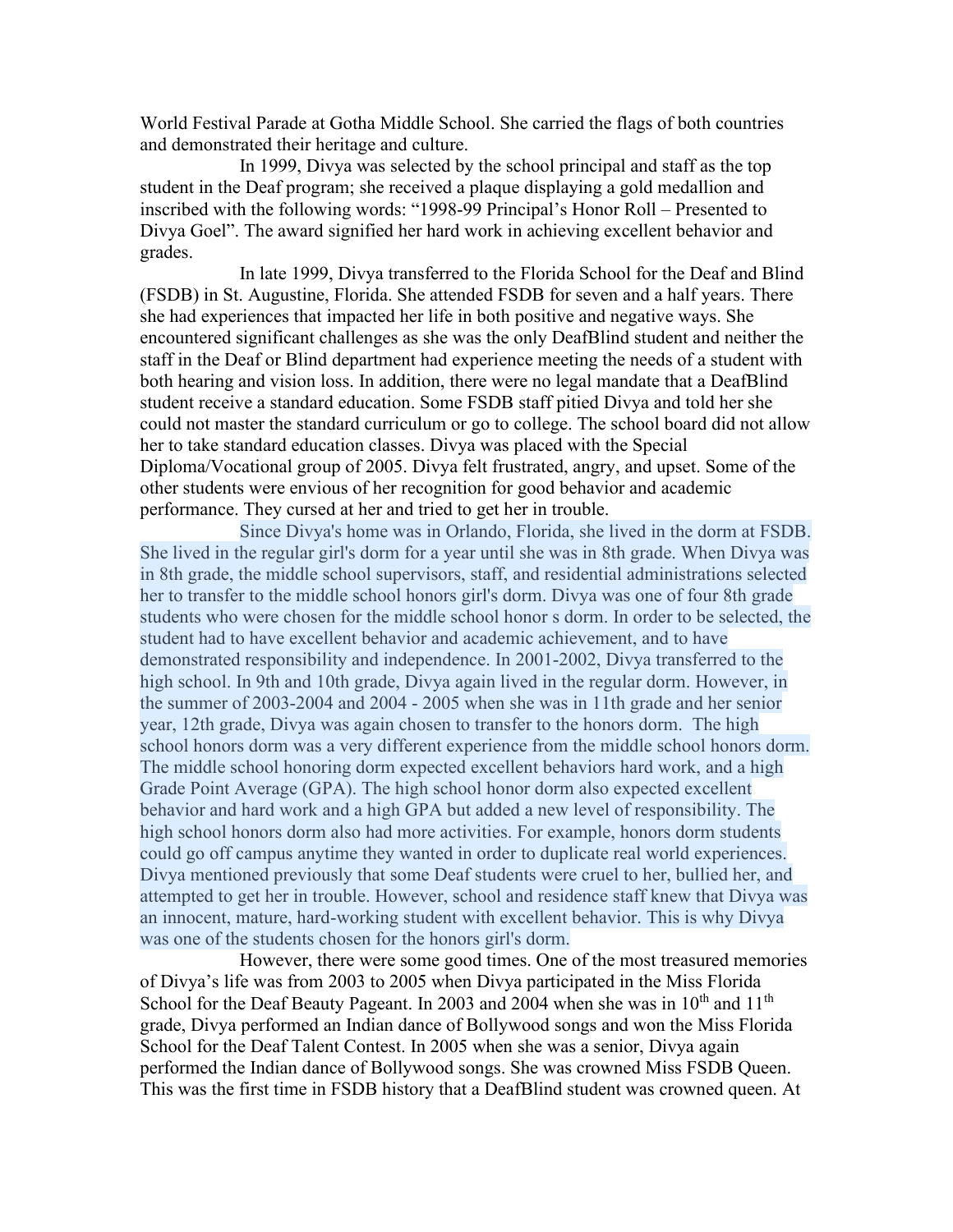World Festival Parade at Gotha Middle School. She carried the flags of both countries and demonstrated their heritage and culture.

In 1999, Divya was selected by the school principal and staff as the top student in the Deaf program; she received a plaque displaying a gold medallion and inscribed with the following words: "1998-99 Principal's Honor Roll – Presented to Divya Goel". The award signified her hard work in achieving excellent behavior and grades.

In late 1999, Divya transferred to the Florida School for the Deaf and Blind (FSDB) in St. Augustine, Florida. She attended FSDB for seven and a half years. There she had experiences that impacted her life in both positive and negative ways. She encountered significant challenges as she was the only DeafBlind student and neither the staff in the Deaf or Blind department had experience meeting the needs of a student with both hearing and vision loss. In addition, there were no legal mandate that a DeafBlind student receive a standard education. Some FSDB staff pitied Divya and told her she could not master the standard curriculum or go to college. The school board did not allow her to take standard education classes. Divya was placed with the Special Diploma/Vocational group of 2005. Divya felt frustrated, angry, and upset. Some of the other students were envious of her recognition for good behavior and academic performance. They cursed at her and tried to get her in trouble.

Since Divya's home was in Orlando, Florida, she lived in the dorm at FSDB. She lived in the regular girl's dorm for a year until she was in 8th grade. When Divya was in 8th grade, the middle school supervisors, staff, and residential administrations selected her to transfer to the middle school honors girl's dorm. Divya was one of four 8th grade students who were chosen for the middle school honor s dorm. In order to be selected, the student had to have excellent behavior and academic achievement, and to have demonstrated responsibility and independence. In 2001-2002, Divya transferred to the high school. In 9th and 10th grade, Divya again lived in the regular dorm. However, in the summer of 2003-2004 and 2004 - 2005 when she was in 11th grade and her senior year, 12th grade, Divya was again chosen to transfer to the honors dorm. The high school honors dorm was a very different experience from the middle school honors dorm. The middle school honoring dorm expected excellent behaviors hard work, and a high Grade Point Average (GPA). The high school honor dorm also expected excellent behavior and hard work and a high GPA but added a new level of responsibility. The high school honors dorm also had more activities. For example, honors dorm students could go off campus anytime they wanted in order to duplicate real world experiences. Divya mentioned previously that some Deaf students were cruel to her, bullied her, and attempted to get her in trouble. However, school and residence staff knew that Divya was an innocent, mature, hard-working student with excellent behavior. This is why Divya was one of the students chosen for the honors girl's dorm.

However, there were some good times. One of the most treasured memories of Divya's life was from 2003 to 2005 when Divya participated in the Miss Florida School for the Deaf Beauty Pageant. In 2003 and 2004 when she was in 10th and 11th grade, Divya performed an Indian dance of Bollywood songs and won the Miss Florida School for the Deaf Talent Contest. In 2005 when she was a senior, Divya again performed the Indian dance of Bollywood songs. She was crowned Miss FSDB Queen. This was the first time in FSDB history that a DeafBlind student was crowned queen. At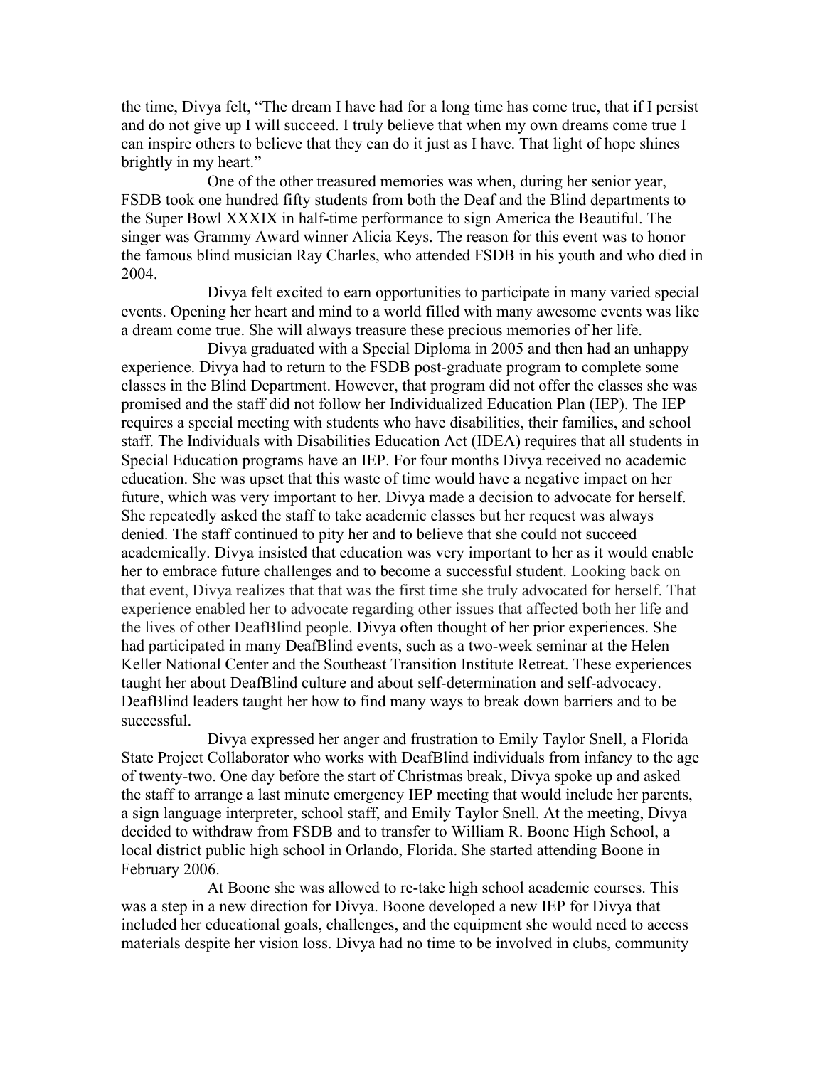the time, Divya felt, "The dream I have had for a long time has come true, that if I persist and do not give up I will succeed. I truly believe that when my own dreams come true I can inspire others to believe that they can do it just as I have. That light of hope shines brightly in my heart."

One of the other treasured memories was when, during her senior year, FSDB took one hundred fifty students from both the Deaf and the Blind departments to the Super Bowl XXXIX in half-time performance to sign America the Beautiful. The singer was Grammy Award winner Alicia Keys. The reason for this event was to honor the famous blind musician Ray Charles, who attended FSDB in his youth and who died in 2004.

Divya felt excited to earn opportunities to participate in many varied special events. Opening her heart and mind to a world filled with many awesome events was like a dream come true. She will always treasure these precious memories of her life.

Divya graduated with a Special Diploma in 2005 and then had an unhappy experience. Divya had to return to the FSDB post-graduate program to complete some classes in the Blind Department. However, that program did not offer the classes she was promised and the staff did not follow her Individualized Education Plan (IEP). The IEP requires a special meeting with students who have disabilities, their families, and school staff. The Individuals with Disabilities Education Act (IDEA) requires that all students in Special Education programs have an IEP. For four months Divya received no academic education. She was upset that this waste of time would have a negative impact on her future, which was very important to her. Divya made a decision to advocate for herself. She repeatedly asked the staff to take academic classes but her request was always denied. The staff continued to pity her and to believe that she could not succeed academically. Divya insisted that education was very important to her as it would enable her to embrace future challenges and to become a successful student. Looking back on that event, Divya realizes that that was the first time she truly advocated for herself. That experience enabled her to advocate regarding other issues that affected both her life and the lives of other DeafBlind people. Divya often thought of her prior experiences. She had participated in many DeafBlind events, such as a two-week seminar at the Helen Keller National Center and the Southeast Transition Institute Retreat. These experiences taught her about DeafBlind culture and about self-determination and self-advocacy. DeafBlind leaders taught her how to find many ways to break down barriers and to be successful.

Divya expressed her anger and frustration to Emily Taylor Snell, a Florida State Project Collaborator who works with DeafBlind individuals from infancy to the age of twenty-two. One day before the start of Christmas break, Divya spoke up and asked the staff to arrange a last minute emergency IEP meeting that would include her parents, a sign language interpreter, school staff, and Emily Taylor Snell. At the meeting, Divya decided to withdraw from FSDB and to transfer to William R. Boone High School, a local district public high school in Orlando, Florida. She started attending Boone in February 2006.

At Boone she was allowed to re-take high school academic courses. This was a step in a new direction for Divya. Boone developed a new IEP for Divya that included her educational goals, challenges, and the equipment she would need to access materials despite her vision loss. Divya had no time to be involved in clubs, community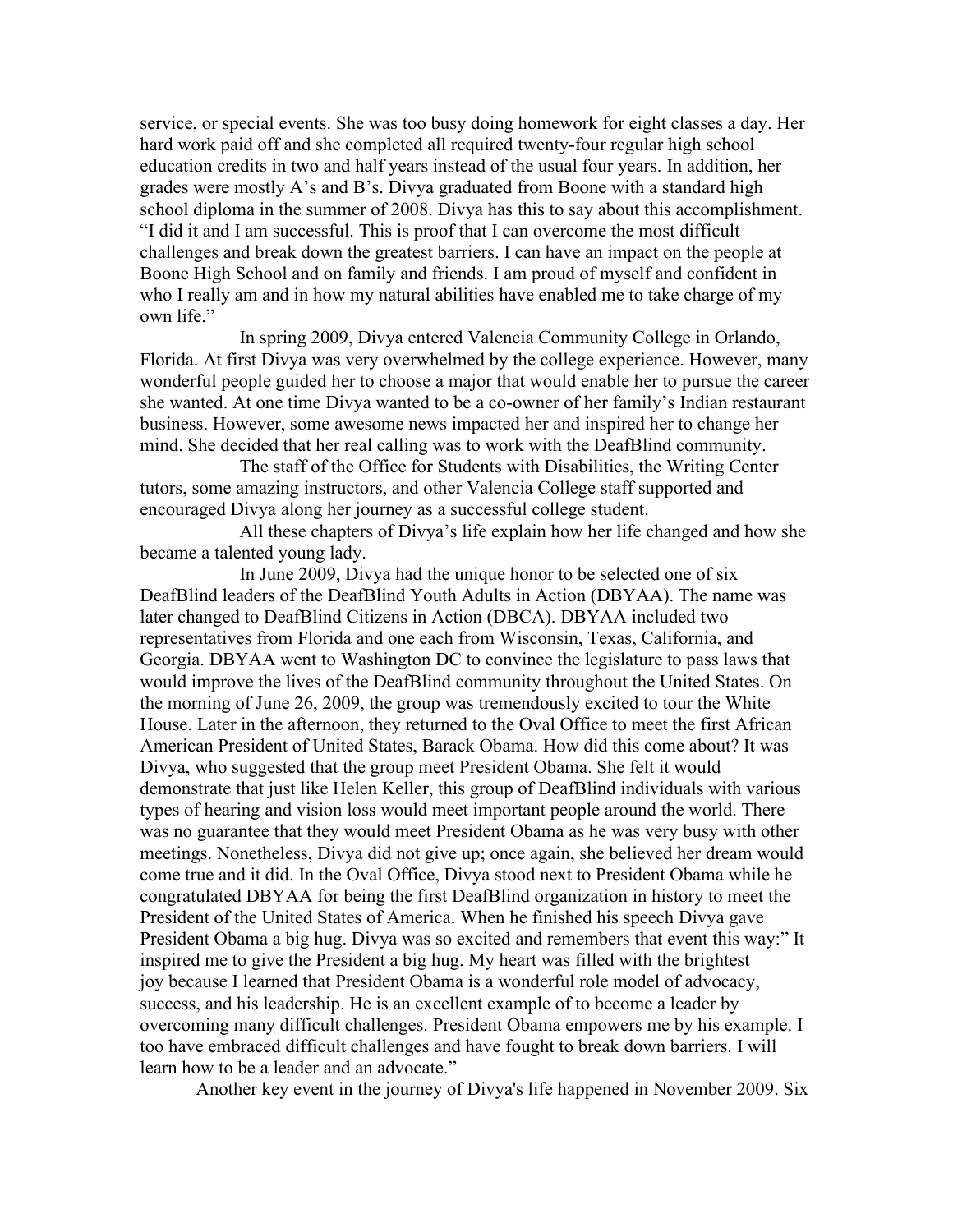service, or special events. She was too busy doing homework for eight classes a day. Her hard work paid off and she completed all required twenty-four regular high school education credits in two and half years instead of the usual four years. In addition, her grades were mostly A's and B's. Divya graduated from Boone with a standard high school diploma in the summer of 2008. Divya has this to say about this accomplishment. "I did it and I am successful. This is proof that I can overcome the most difficult challenges and break down the greatest barriers. I can have an impact on the people at Boone High School and on family and friends. I am proud of myself and confident in who I really am and in how my natural abilities have enabled me to take charge of my own life."

In spring 2009, Divya entered Valencia Community College in Orlando, Florida. At first Divya was very overwhelmed by the college experience. However, many wonderful people guided her to choose a major that would enable her to pursue the career she wanted. At one time Divya wanted to be a co-owner of her family's Indian restaurant business. However, some awesome news impacted her and inspired her to change her mind. She decided that her real calling was to work with the DeafBlind community.

The staff of the Office for Students with Disabilities, the Writing Center tutors, some amazing instructors, and other Valencia College staff supported and encouraged Divya along her journey as a successful college student.

All these chapters of Divya's life explain how her life changed and how she became a talented young lady.

In June 2009, Divya had the unique honor to be selected one of six DeafBlind leaders of the DeafBlind Youth Adults in Action (DBYAA). The name was later changed to DeafBlind Citizens in Action (DBCA). DBYAA included two representatives from Florida and one each from Wisconsin, Texas, California, and Georgia. DBYAA went to Washington DC to convince the legislature to pass laws that would improve the lives of the DeafBlind community throughout the United States. On the morning of June 26, 2009, the group was tremendously excited to tour the White House. Later in the afternoon, they returned to the Oval Office to meet the first African American President of United States, Barack Obama. How did this come about? It was Divya, who suggested that the group meet President Obama. She felt it would demonstrate that just like Helen Keller, this group of DeafBlind individuals with various types of hearing and vision loss would meet important people around the world. There was no guarantee that they would meet President Obama as he was very busy with other meetings. Nonetheless, Divya did not give up; once again, she believed her dream would come true and it did. In the Oval Office, Divya stood next to President Obama while he congratulated DBYAA for being the first DeafBlind organization in history to meet the President of the United States of America. When he finished his speech Divya gave President Obama a big hug. Divya was so excited and remembers that event this way:" It inspired me to give the President a big hug. My heart was filled with the brightest joy because I learned that President Obama is a wonderful role model of advocacy, success, and his leadership. He is an excellent example of to become a leader by overcoming many difficult challenges. President Obama empowers me by his example. I too have embraced difficult challenges and have fought to break down barriers. I will learn how to be a leader and an advocate."

Another key event in the journey of Divya's life happened in November 2009. Six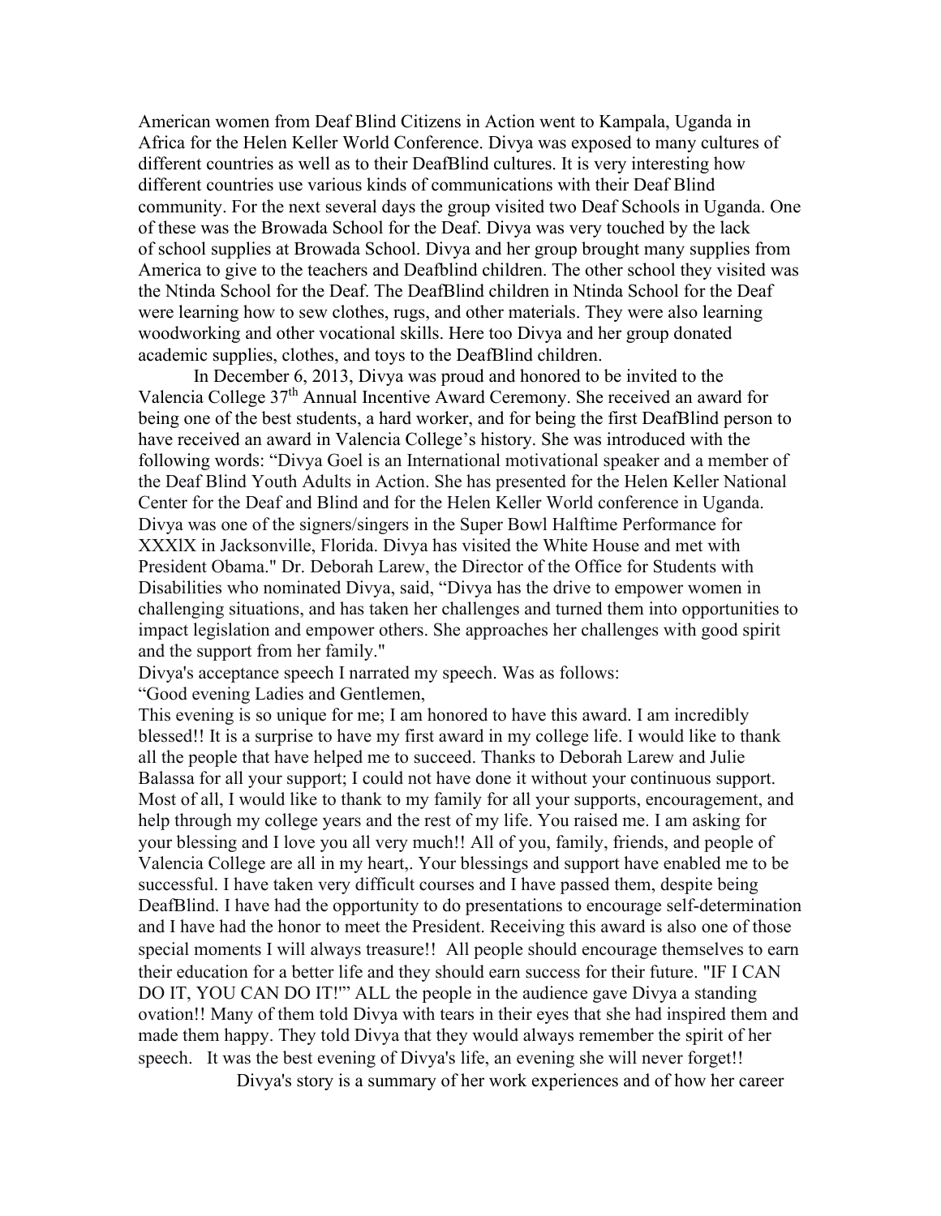American women from Deaf Blind Citizens in Action went to Kampala, Uganda in Africa for the Helen Keller World Conference. Divya was exposed to many cultures of different countries as well as to their DeafBlind cultures. It is very interesting how different countries use various kinds of communications with their Deaf Blind community. For the next several days the group visited two Deaf Schools in Uganda. One of these was the Browada School for the Deaf. Divya was very touched by the lack of school supplies at Browada School. Divya and her group brought many supplies from America to give to the teachers and Deafblind children. The other school they visited was the Ntinda School for the Deaf. The DeafBlind children in Ntinda School for the Deaf were learning how to sew clothes, rugs, and other materials. They were also learning woodworking and other vocational skills. Here too Divya and her group donated academic supplies, clothes, and toys to the DeafBlind children.

In December 6, 2013, Divya was proud and honored to be invited to the Valencia College 37th Annual Incentive Award Ceremony. She received an award for being one of the best students, a hard worker, and for being the first DeafBlind person to have received an award in Valencia College's history. She was introduced with the following words: "Divya Goel is an International motivational speaker and a member of the Deaf Blind Youth Adults in Action. She has presented for the Helen Keller National Center for the Deaf and Blind and for the Helen Keller World conference in Uganda. Divya was one of the signers/singers in the Super Bowl Halftime Performance for XXXlX in Jacksonville, Florida. Divya has visited the White House and met with President Obama." Dr. Deborah Larew, the Director of the Office for Students with Disabilities who nominated Divya, said, "Divya has the drive to empower women in challenging situations, and has taken her challenges and turned them into opportunities to impact legislation and empower others. She approaches her challenges with good spirit and the support from her family."

Divya's acceptance speech I narrated my speech. Was as follows:

"Good evening Ladies and Gentlemen,

This evening is so unique for me; I am honored to have this award. I am incredibly blessed!! It is a surprise to have my first award in my college life. I would like to thank all the people that have helped me to succeed. Thanks to Deborah Larew and Julie Balassa for all your support; I could not have done it without your continuous support. Most of all, I would like to thank to my family for all your supports, encouragement, and help through my college years and the rest of my life. You raised me. I am asking for your blessing and I love you all very much!! All of you, family, friends, and people of Valencia College are all in my heart,. Your blessings and support have enabled me to be successful. I have taken very difficult courses and I have passed them, despite being DeafBlind. I have had the opportunity to do presentations to encourage self-determination and I have had the honor to meet the President. Receiving this award is also one of those special moments I will always treasure!! All people should encourage themselves to earn their education for a better life and they should earn success for their future. "IF I CAN DO IT, YOU CAN DO IT!'" ALL the people in the audience gave Divya a standing ovation!! Many of them told Divya with tears in their eyes that she had inspired them and made them happy. They told Divya that they would always remember the spirit of her speech. It was the best evening of Divya's life, an evening she will never forget!!

Divya's story is a summary of her work experiences and of how her career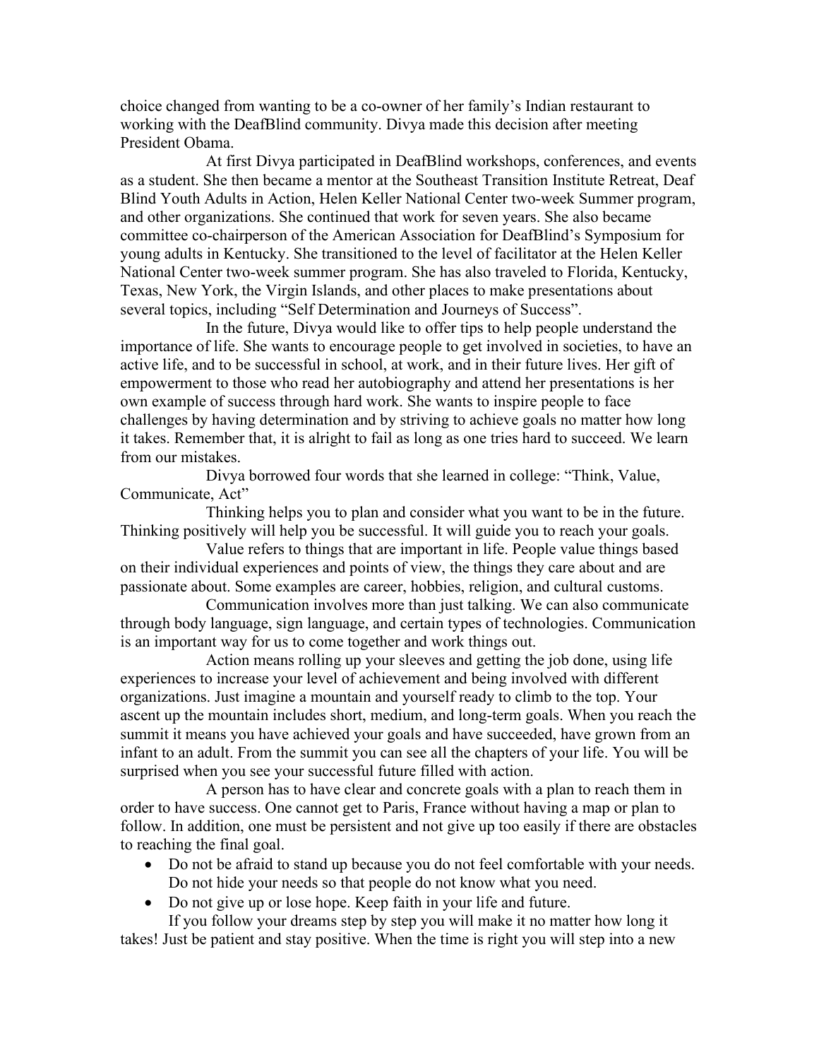choice changed from wanting to be a co-owner of her family's Indian restaurant to working with the DeafBlind community. Divya made this decision after meeting President Obama.

At first Divya participated in DeafBlind workshops, conferences, and events as a student. She then became a mentor at the Southeast Transition Institute Retreat, Deaf Blind Youth Adults in Action, Helen Keller National Center two-week Summer program, and other organizations. She continued that work for seven years. She also became committee co-chairperson of the American Association for DeafBlind's Symposium for young adults in Kentucky. She transitioned to the level of facilitator at the Helen Keller National Center two-week summer program. She has also traveled to Florida, Kentucky, Texas, New York, the Virgin Islands, and other places to make presentations about several topics, including "Self Determination and Journeys of Success".

In the future, Divya would like to offer tips to help people understand the importance of life. She wants to encourage people to get involved in societies, to have an active life, and to be successful in school, at work, and in their future lives. Her gift of empowerment to those who read her autobiography and attend her presentations is her own example of success through hard work. She wants to inspire people to face challenges by having determination and by striving to achieve goals no matter how long it takes. Remember that, it is alright to fail as long as one tries hard to succeed. We learn from our mistakes.

Divya borrowed four words that she learned in college: "Think, Value, Communicate, Act"

Thinking helps you to plan and consider what you want to be in the future. Thinking positively will help you be successful. It will guide you to reach your goals.

Value refers to things that are important in life. People value things based on their individual experiences and points of view, the things they care about and are passionate about. Some examples are career, hobbies, religion, and cultural customs.

Communication involves more than just talking. We can also communicate through body language, sign language, and certain types of technologies. Communication is an important way for us to come together and work things out.

Action means rolling up your sleeves and getting the job done, using life experiences to increase your level of achievement and being involved with different organizations. Just imagine a mountain and yourself ready to climb to the top. Your ascent up the mountain includes short, medium, and long-term goals. When you reach the summit it means you have achieved your goals and have succeeded, have grown from an infant to an adult. From the summit you can see all the chapters of your life. You will be surprised when you see your successful future filled with action.

A person has to have clear and concrete goals with a plan to reach them in order to have success. One cannot get to Paris, France without having a map or plan to follow. In addition, one must be persistent and not give up too easily if there are obstacles to reaching the final goal.

- Do not be afraid to stand up because you do not feel comfortable with your needs. Do not hide your needs so that people do not know what you need.
- Do not give up or lose hope. Keep faith in your life and future.

If you follow your dreams step by step you will make it no matter how long it takes! Just be patient and stay positive. When the time is right you will step into a new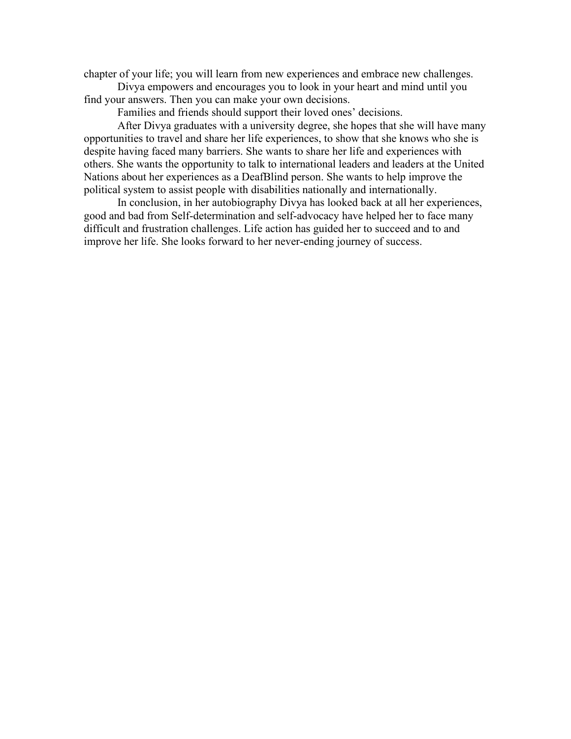chapter of your life; you will learn from new experiences and embrace new challenges.

Divya empowers and encourages you to look in your heart and mind until you find your answers. Then you can make your own decisions.

Families and friends should support their loved ones' decisions.

After Divya graduates with a university degree, she hopes that she will have many opportunities to travel and share her life experiences, to show that she knows who she is despite having faced many barriers. She wants to share her life and experiences with others. She wants the opportunity to talk to international leaders and leaders at the United Nations about her experiences as a DeafBlind person. She wants to help improve the political system to assist people with disabilities nationally and internationally.

In conclusion, in her autobiography Divya has looked back at all her experiences, good and bad from Self-determination and self-advocacy have helped her to face many difficult and frustration challenges. Life action has guided her to succeed and to and improve her life. She looks forward to her never-ending journey of success.